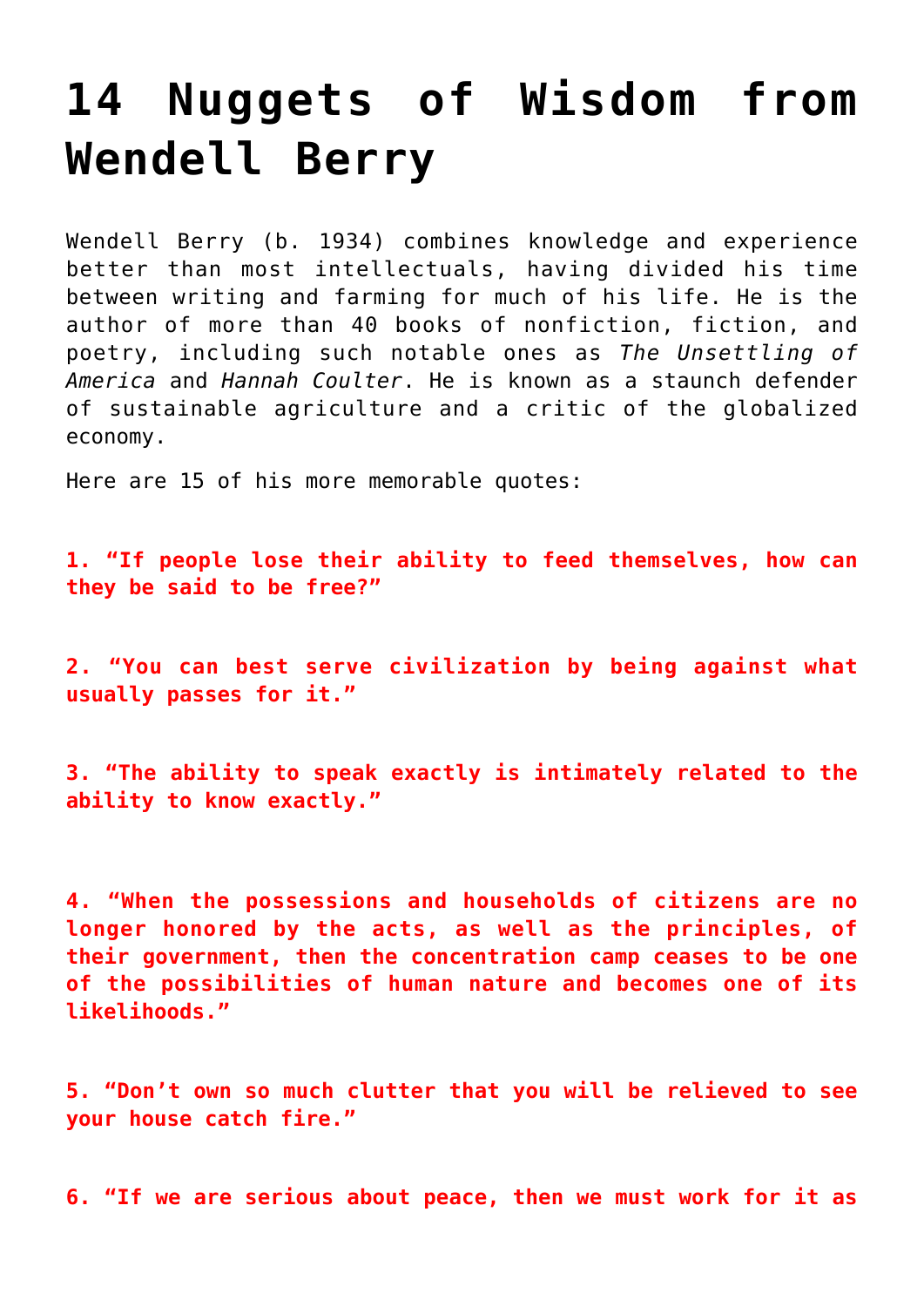# 14 Nuggets of Wisdom from Wendell Berry

Wendell Berry (b. 1934) combines knowledge and experience better than most intellectuals, having divided his time between writing and farming for much of his life. He is the author of more than 40 books of nonfiction, fiction, and poetry, including such notable ones as *The Unsettling of America* and *Hannah Coulter*. He is known as a staunch defender of sustainable agriculture and a critic of the globalized economy.

Here are 15 of his more memorable quotes:

**1. "If people lose their ability to feed themselves, how can they be said to be free?"**

**2. "You can best serve civilization by being against what usually passes for it."**

**3. "The ability to speak exactly is intimately related to the ability to know exactly."**

**4. "When the possessions and households of citizens are no longer honored by the acts, as well as the principles, of their government, then the concentration camp ceases to be one of the possibilities of human nature and becomes one of its likelihoods."**

**5. "Don't own so much clutter that you will be relieved to see your house catch fire."**

**6. "If we are serious about peace, then we must work for it as**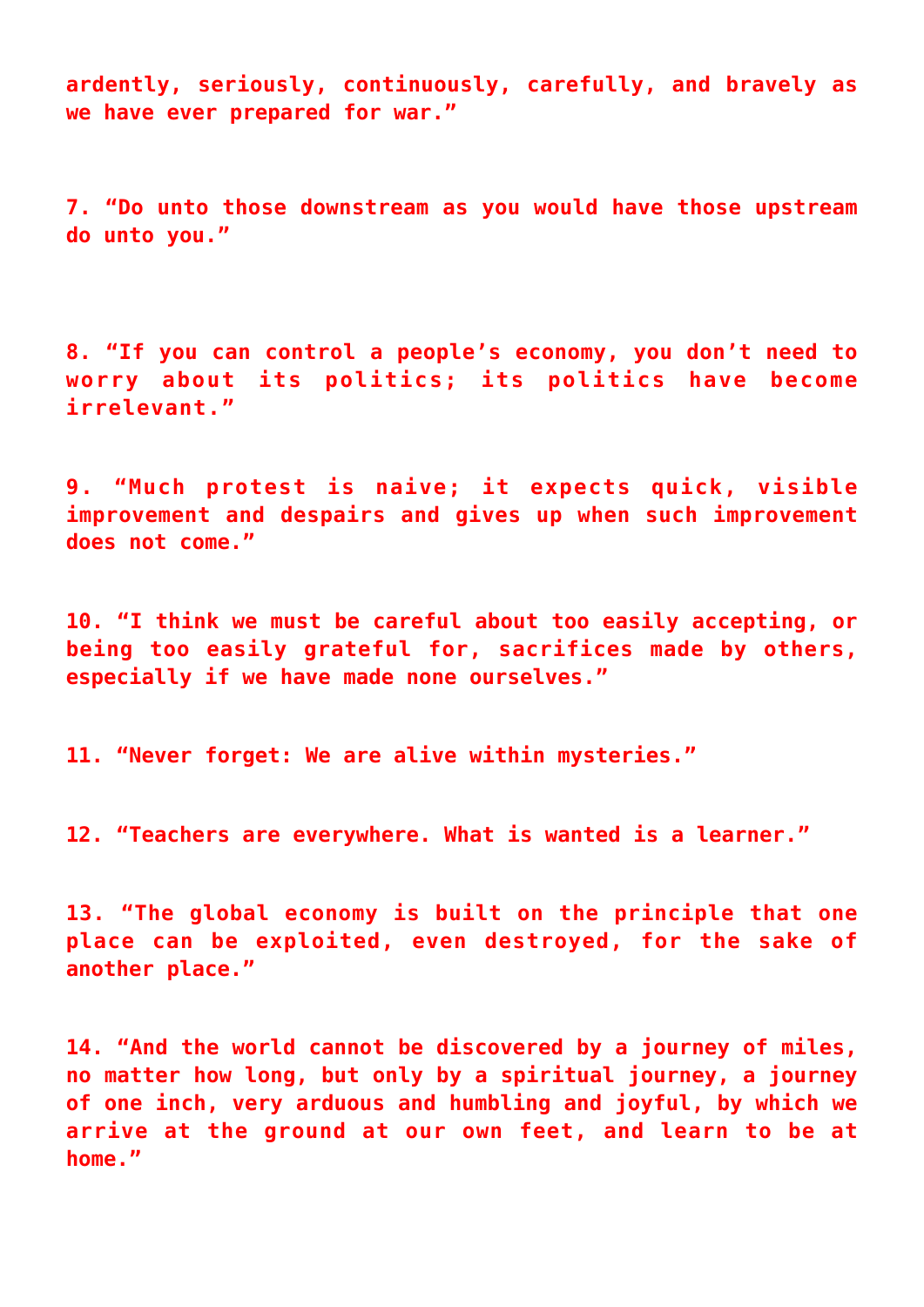**ardently, seriously, continuously, carefully, and bravely as we have ever prepared for war.”**

**7. “Do unto those downstream as you would have those upstream do unto you.”**

**8. “If you can control a people’s economy, you don’t need to worry about its politics; its politics have become irrelevant.”**

**9. “Much protest is naive; it expects quick, visible improvement and despairs and gives up when such improvement does not come.”**

**10. “I think we must be careful about too easily accepting, or being too easily grateful for, sacrifices made by others, especially if we have made none ourselves.”**

**11. “Never forget: We are alive within mysteries.”**

**12. “Teachers are everywhere. What is wanted is a learner.”**

**13. “The global economy is built on the principle that one place can be exploited, even destroyed, for the sake of another place.”**

**14. “And the world cannot be discovered by a journey of miles, no matter how long, but only by a spiritual journey, a journey of one inch, very arduous and humbling and joyful, by which we arrive at the ground at our own feet, and learn to be at home.”**